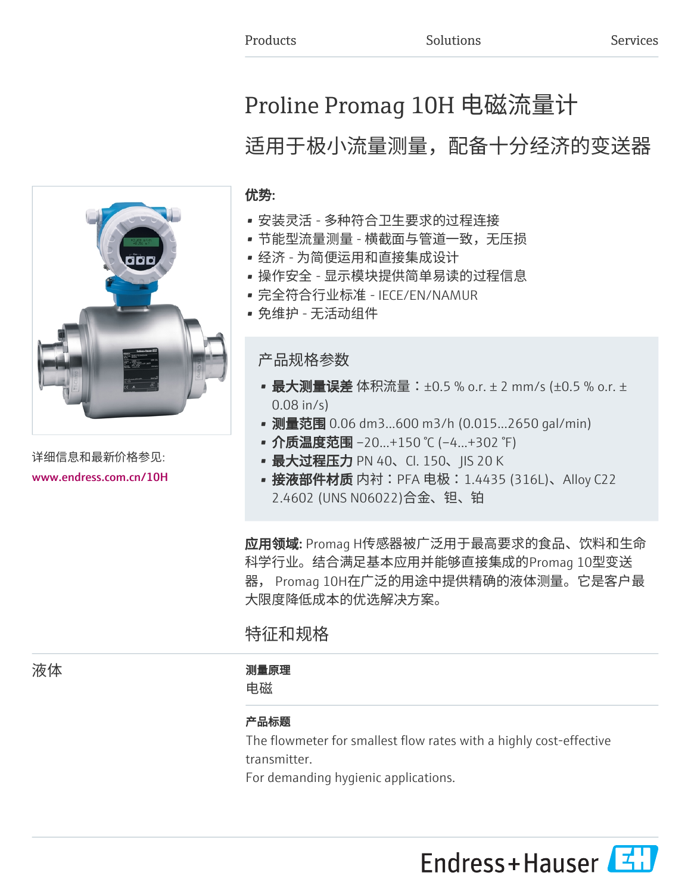Products Solutions Services

# Proline Promag 10H 电磁流量计

## 适用于极小流量测量，配备十分经济的变送器

详细信息和最新价格参见:

www.endress.com.cn/10H

**优势:**

- 安装灵活 - 多种符合卫生要求的过程连接
- 节能型流量测量 - 横截面与管道一致，无压损
- 经济 - 为简便运用和直接集成设计
- 操作安全 - 显示模块提供简单易读的过程信息
- 完全符合行业标准 - IECE/EN/NAMUR
- 免维护 - 无活动组件

### 产品规格参数

- **最大测量误差** 体积流量：±0.5 % o.r. ± 2 mm/s (±0.5 % o.r. ± 0.08 in/s)
- **测量范围** 0.06 dm3...600 m3/h (0.015...2650 gal/min)
- **介质温度范围** –20...+150 °C (–4...+302 °F)
- **最大过程压力** PN 40、Cl. 150、JIS 20 K
- **接液部件材质** 内衬：PFA 电极：1.4435 (316L)、Alloy C22 2.4602 (UNS N06022)合金、钽、铂

**应用领域:** Promag H传感器被广泛用于最高要求的食品、饮料和生命科学行业。结合满足基本应用并能够直接集成的Promag 10型变送器， Promag 10H在广泛的用途中提供精确的液体测量。它是客户最大限度降低成本的优选解决方案。

## 特征和规格

### 液体

**测量原理**

电磁

**产品标题**

The flowmeter for smallest flow rates with a highly cost-effective transmitter.
For demanding hygienic applications.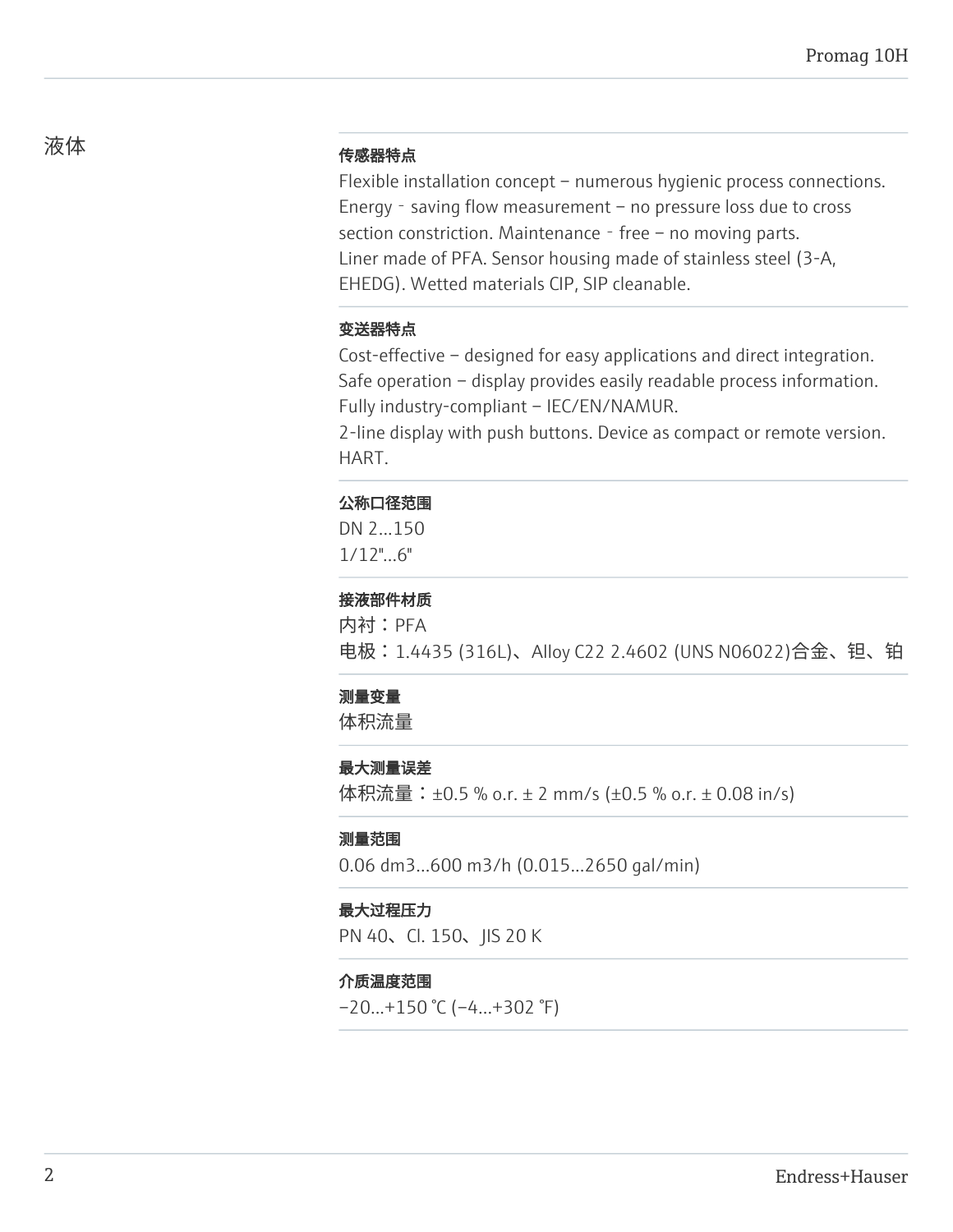# 液体

### 传感器特点

Flexible installation concept – numerous hygienic process connections. Energy‐saving flow measurement – no pressure loss due to cross section constriction. Maintenance‐free – no moving parts.
Liner made of PFA. Sensor housing made of stainless steel (3-A, EHEDG). Wetted materials CIP, SIP cleanable.

### 变送器特点

Cost-effective – designed for easy applications and direct integration. Safe operation – display provides easily readable process information. Fully industry-compliant – IEC/EN/NAMUR.
2-line display with push buttons. Device as compact or remote version. HART.

### 公称口径范围

DN 2...150
1/12"...6"

### 接液部件材质

内衬：PFA
电极：1.4435 (316L)、Alloy C22 2.4602 (UNS N06022)合金、钽、铂

### 测量变量

体积流量

### 最大测量误差

体积流量：±0.5 % o.r. ± 2 mm/s (±0.5 % o.r. ± 0.08 in/s)

### 测量范围

0.06 dm3...600 m3/h (0.015...2650 gal/min)

### 最大过程压力

PN 40、Cl. 150、JIS 20 K

### 介质温度范围

–20...+150 °C (–4...+302 °F)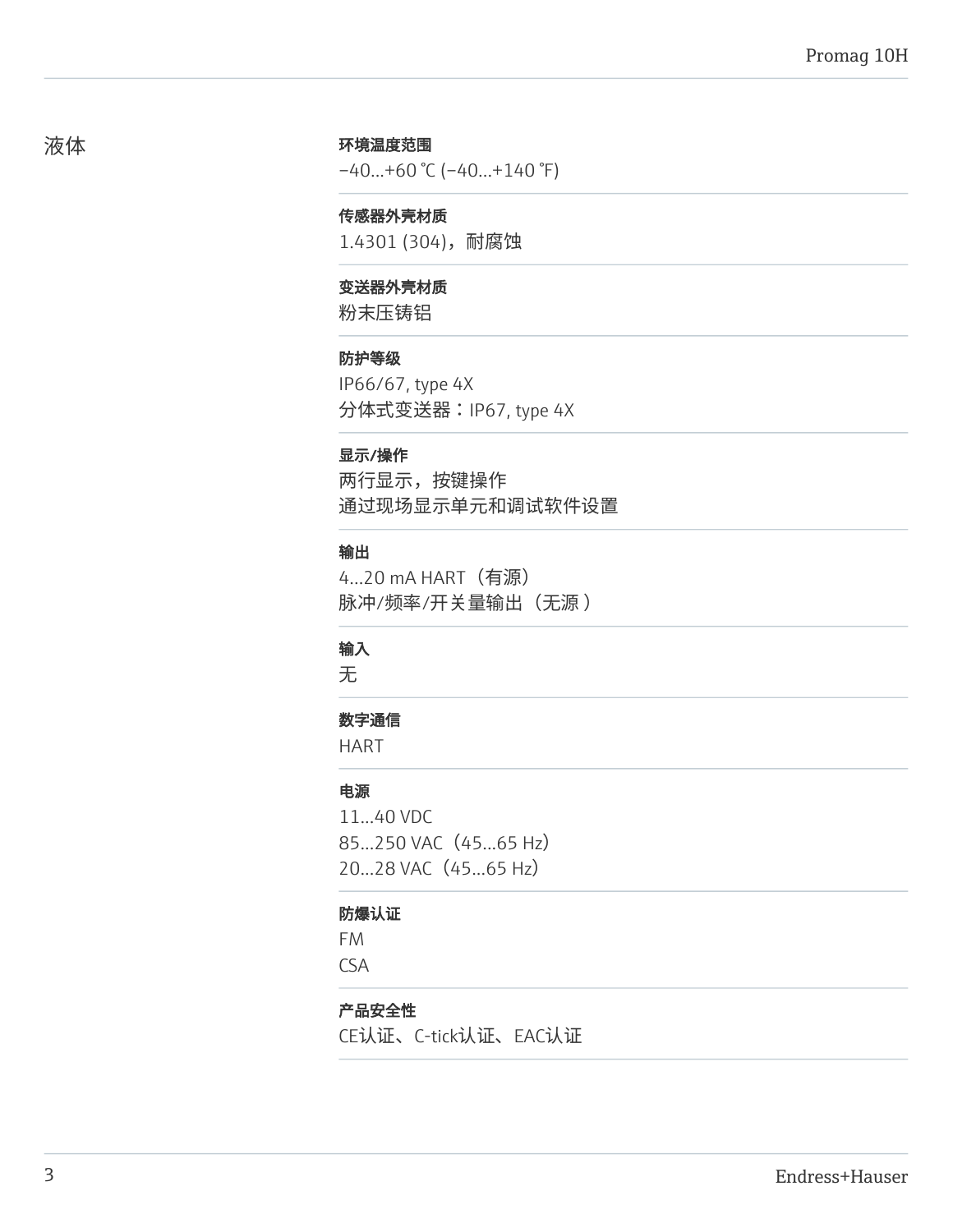# 液体

**环境温度范围**

−40…+60 ℃ (−40…+140 ℉)

**传感器外壳材质**

1.4301 (304)，耐腐蚀

**变送器外壳材质**

粉末压铸铝

**防护等级**

IP66/67, type 4X
分体式变送器：IP67, type 4X

**显示/操作**

两行显示，按键操作
通过现场显示单元和调试软件设置

**输出**

4…20 mA HART（有源）
脉冲/频率/开关量输出（无源）

**输入**

无

**数字通信**

HART

**电源**

11…40 VDC
85…250 VAC（45…65 Hz）
20…28 VAC（45…65 Hz）

**防爆认证**

FM
CSA

**产品安全性**

CE认证、C-tick认证、EAC认证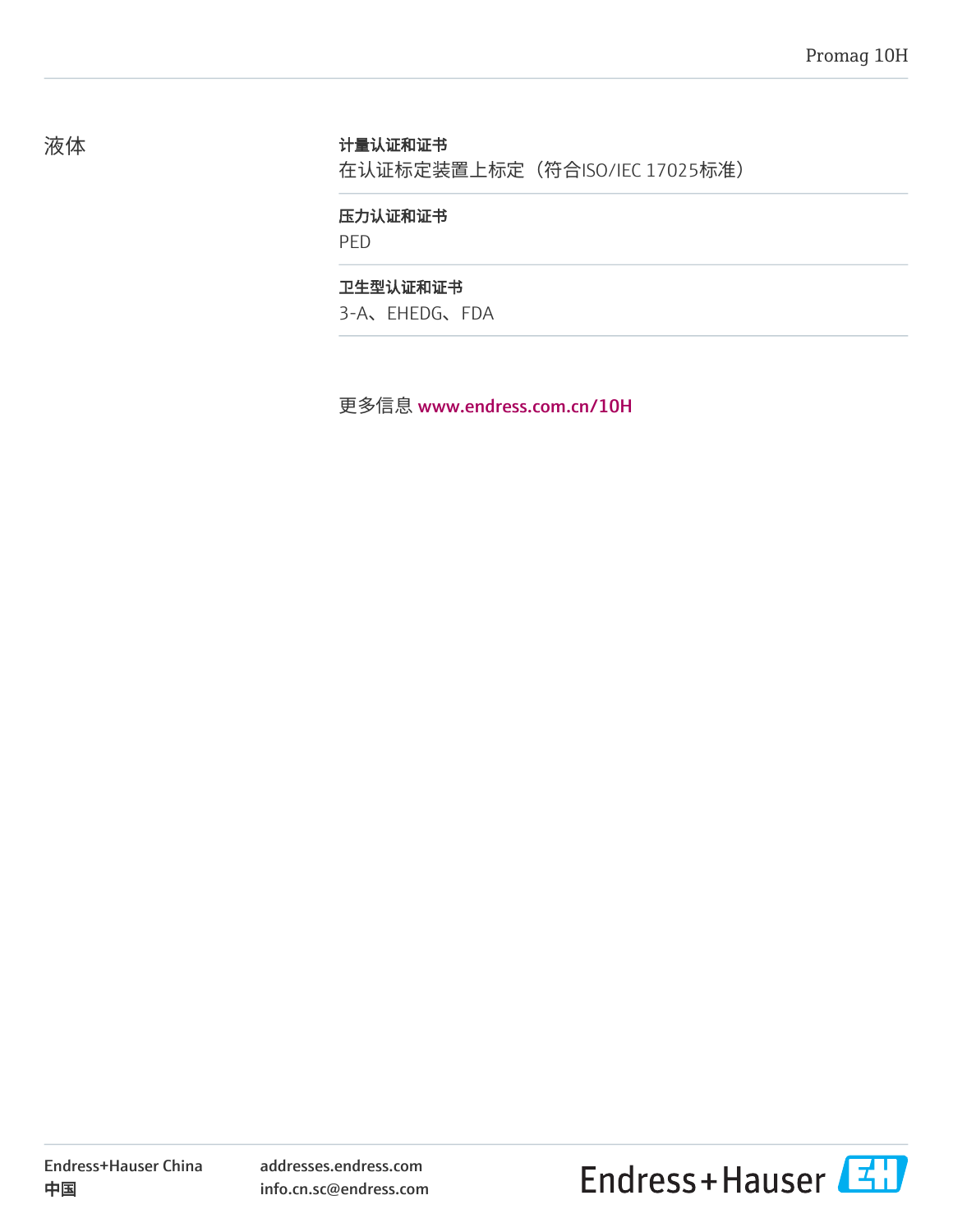## 液体

**计量认证和证书**
在认证标定装置上标定（符合ISO/IEC 17025标准）

**压力认证和证书**
PED

**卫生型认证和证书**
3-A、EHEDG、FDA

更多信息 www.endress.com.cn/10H

Endress+Hauser China
中国

addresses.endress.com
info.cn.sc@endress.com

Endress+Hauser